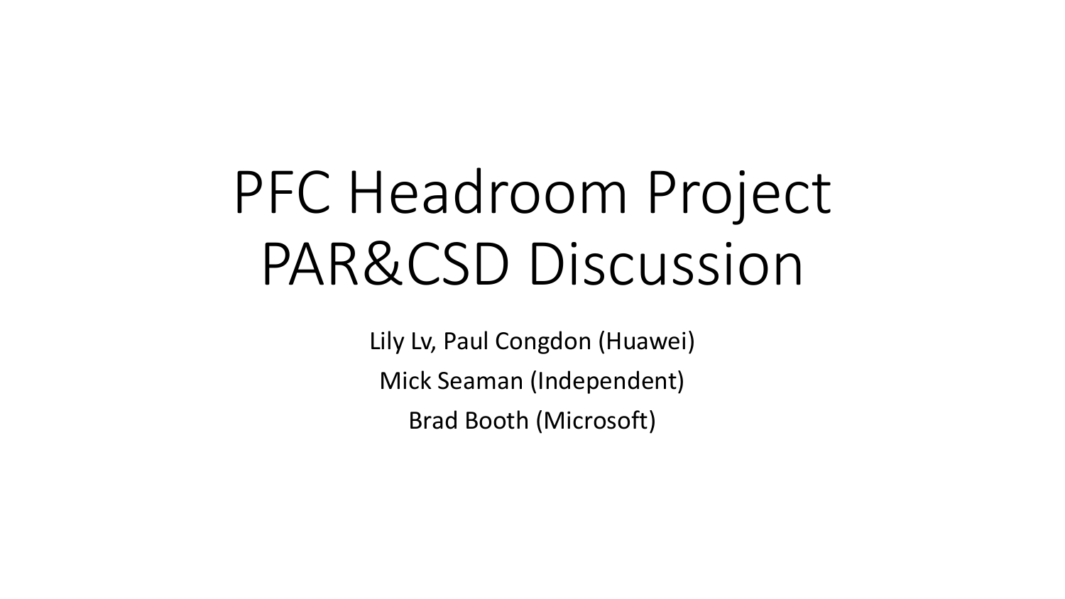# PFC Headroom Project PAR&CSD Discussion

Lily Lv, Paul Congdon (Huawei)

Mick Seaman (Independent)

Brad Booth (Microsoft)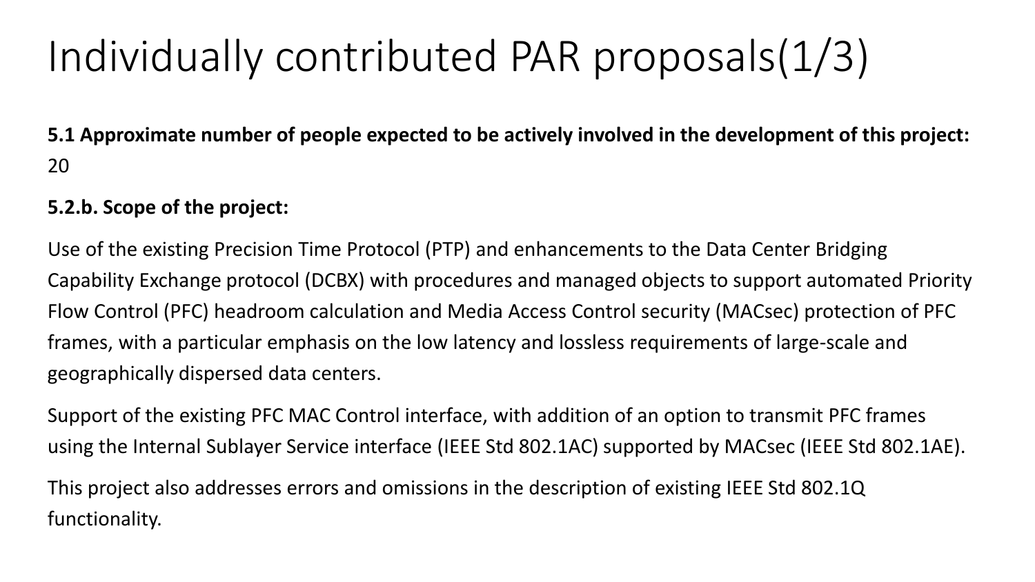# Individually contributed PAR proposals(1/3)

**5.1 Approximate number of people expected to be actively involved in the development of this project:** 20

**5.2.b. Scope of the project:**

Use of the existing Precision Time Protocol (PTP) and enhancements to the Data Center Bridging Capability Exchange protocol (DCBX) with procedures and managed objects to support automated Priority Flow Control (PFC) headroom calculation and Media Access Control security (MACsec) protection of PFC frames, with a particular emphasis on the low latency and lossless requirements of large-scale and geographically dispersed data centers.

Support of the existing PFC MAC Control interface, with addition of an option to transmit PFC frames using the Internal Sublayer Service interface (IEEE Std 802.1AC) supported by MACsec (IEEE Std 802.1AE).

This project also addresses errors and omissions in the description of existing IEEE Std 802.1Q functionality.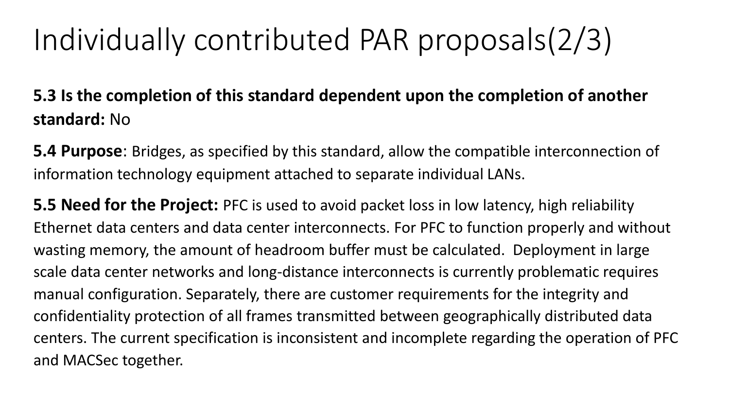# Individually contributed PAR proposals(2/3)

**5.3 Is the completion of this standard dependent upon the completion of another standard:** No

**5.4 Purpose**: Bridges, as specified by this standard, allow the compatible interconnection of information technology equipment attached to separate individual LANs.

**5.5 Need for the Project:** PFC is used to avoid packet loss in low latency, high reliability Ethernet data centers and data center interconnects. For PFC to function properly and without wasting memory, the amount of headroom buffer must be calculated. Deployment in large scale data center networks and long-distance interconnects is currently problematic requires manual configuration. Separately, there are customer requirements for the integrity and confidentiality protection of all frames transmitted between geographically distributed data centers. The current specification is inconsistent and incomplete regarding the operation of PFC and MACSec together.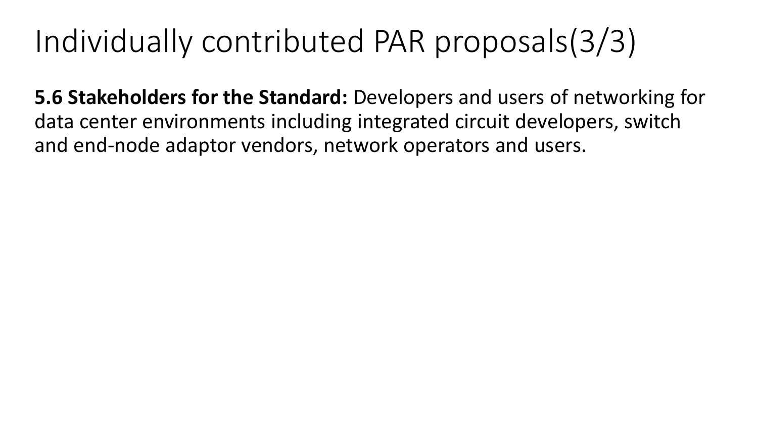# Individually contributed PAR proposals(3/3)

**5.6 Stakeholders for the Standard:** Developers and users of networking for data center environments including integrated circuit developers, switch and end-node adaptor vendors, network operators and users.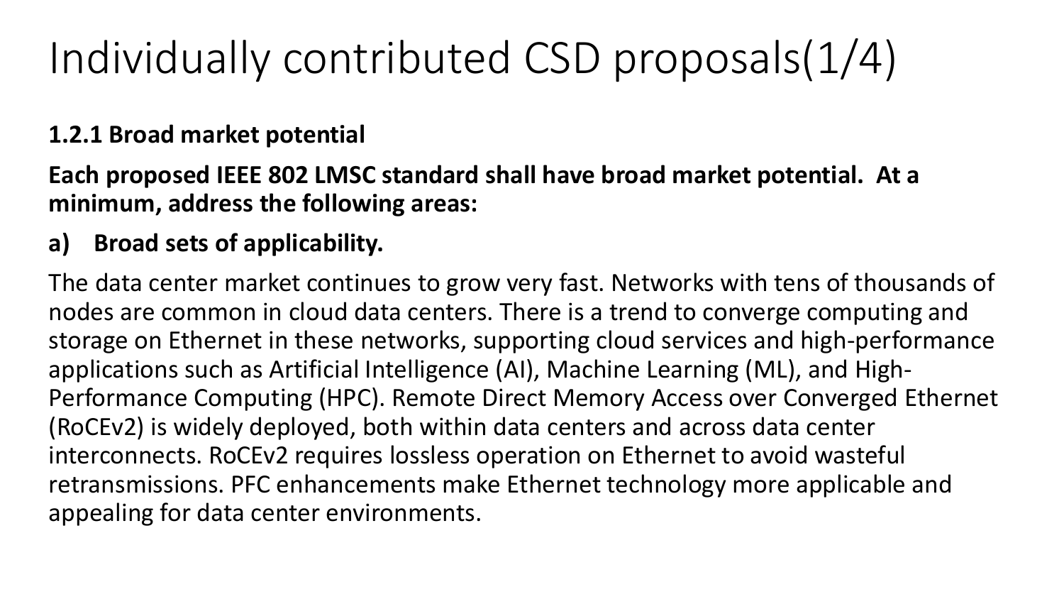# Individually contributed CSD proposals(1/4)

**1.2.1 Broad market potential**

**Each proposed IEEE 802 LMSC standard shall have broad market potential. At a minimum, address the following areas:**

**a) Broad sets of applicability.**

The data center market continues to grow very fast. Networks with tens of thousands of nodes are common in cloud data centers. There is a trend to converge computing and storage on Ethernet in these networks, supporting cloud services and high-performance applications such as Artificial Intelligence (AI), Machine Learning (ML), and High-Performance Computing (HPC). Remote Direct Memory Access over Converged Ethernet (RoCEv2) is widely deployed, both within data centers and across data center interconnects. RoCEv2 requires lossless operation on Ethernet to avoid wasteful retransmissions. PFC enhancements make Ethernet technology more applicable and appealing for data center environments.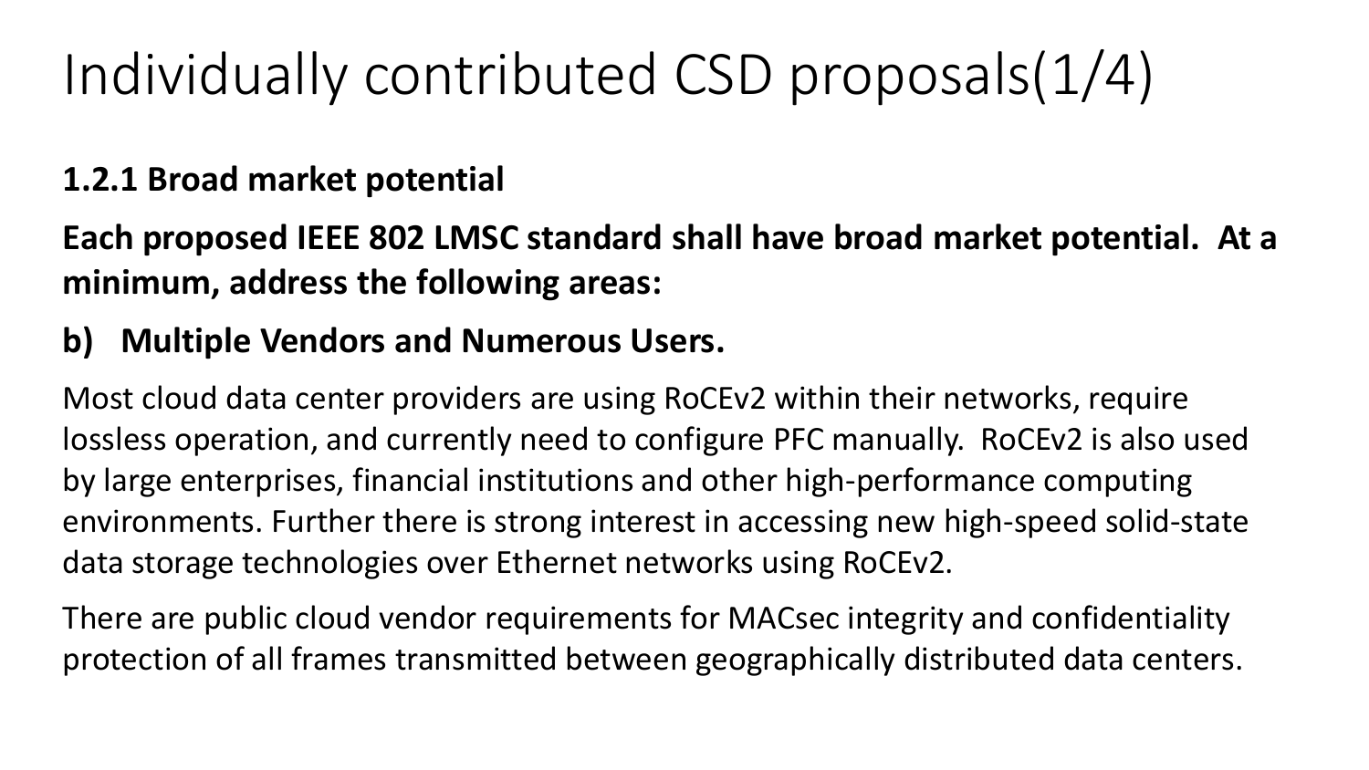# Individually contributed CSD proposals(1/4)

**1.2.1 Broad market potential**

**Each proposed IEEE 802 LMSC standard shall have broad market potential. At a minimum, address the following areas:**

**b) Multiple Vendors and Numerous Users.**

Most cloud data center providers are using RoCEv2 within their networks, require lossless operation, and currently need to configure PFC manually. RoCEv2 is also used by large enterprises, financial institutions and other high-performance computing environments. Further there is strong interest in accessing new high-speed solid-state data storage technologies over Ethernet networks using RoCEv2.

There are public cloud vendor requirements for MACsec integrity and confidentiality protection of all frames transmitted between geographically distributed data centers.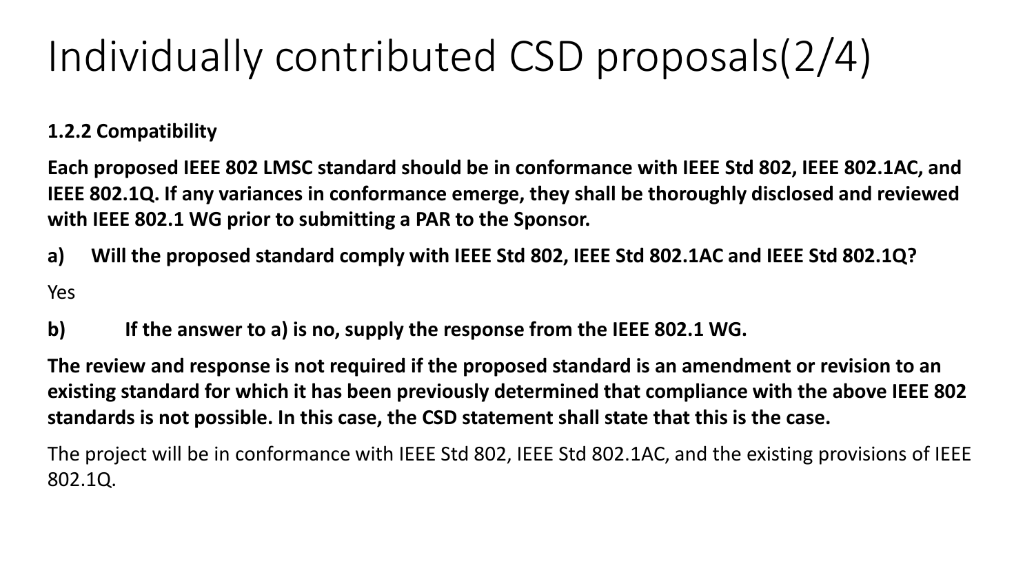# Individually contributed CSD proposals(2/4)

**1.2.2 Compatibility**

**Each proposed IEEE 802 LMSC standard should be in conformance with IEEE Std 802, IEEE 802.1AC, and IEEE 802.1Q. If any variances in conformance emerge, they shall be thoroughly disclosed and reviewed with IEEE 802.1 WG prior to submitting a PAR to the Sponsor.**

**a) Will the proposed standard comply with IEEE Std 802, IEEE Std 802.1AC and IEEE Std 802.1Q?**

Yes

**b) If the answer to a) is no, supply the response from the IEEE 802.1 WG.**

**The review and response is not required if the proposed standard is an amendment or revision to an existing standard for which it has been previously determined that compliance with the above IEEE 802 standards is not possible. In this case, the CSD statement shall state that this is the case.**

The project will be in conformance with IEEE Std 802, IEEE Std 802.1AC, and the existing provisions of IEEE 802.1Q.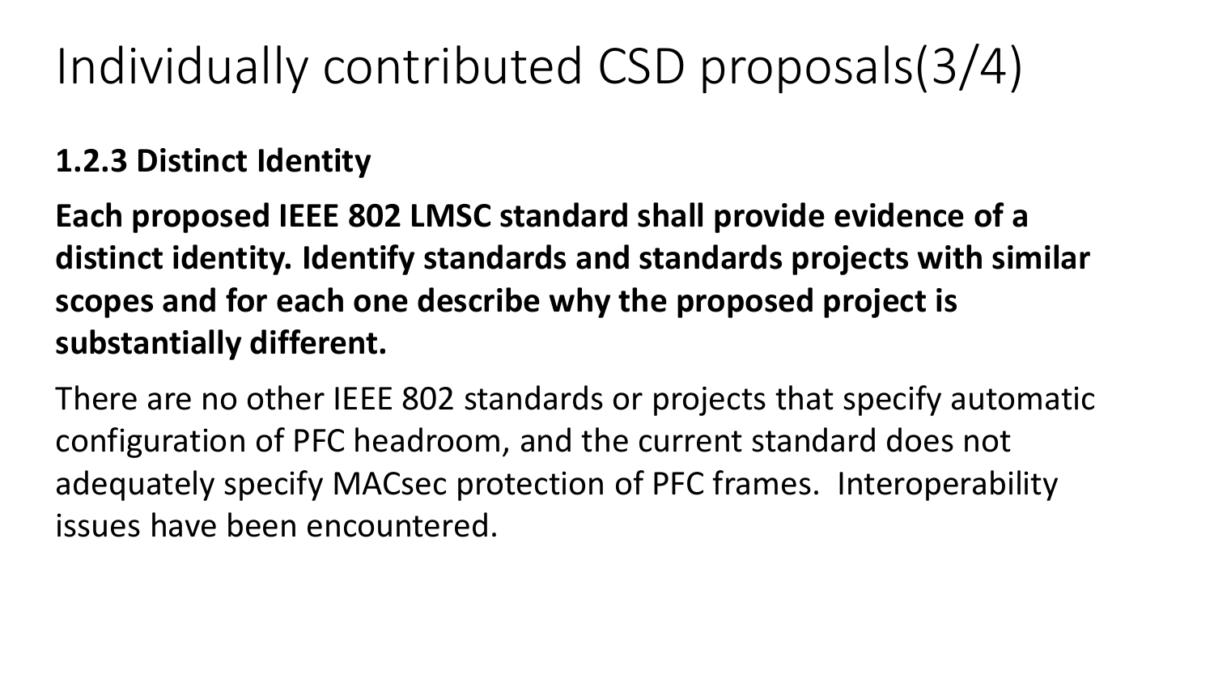# Individually contributed CSD proposals(3/4)

**1.2.3 Distinct Identity**

**Each proposed IEEE 802 LMSC standard shall provide evidence of a distinct identity. Identify standards and standards projects with similar scopes and for each one describe why the proposed project is substantially different.**

There are no other IEEE 802 standards or projects that specify automatic configuration of PFC headroom, and the current standard does not adequately specify MACsec protection of PFC frames. Interoperability issues have been encountered.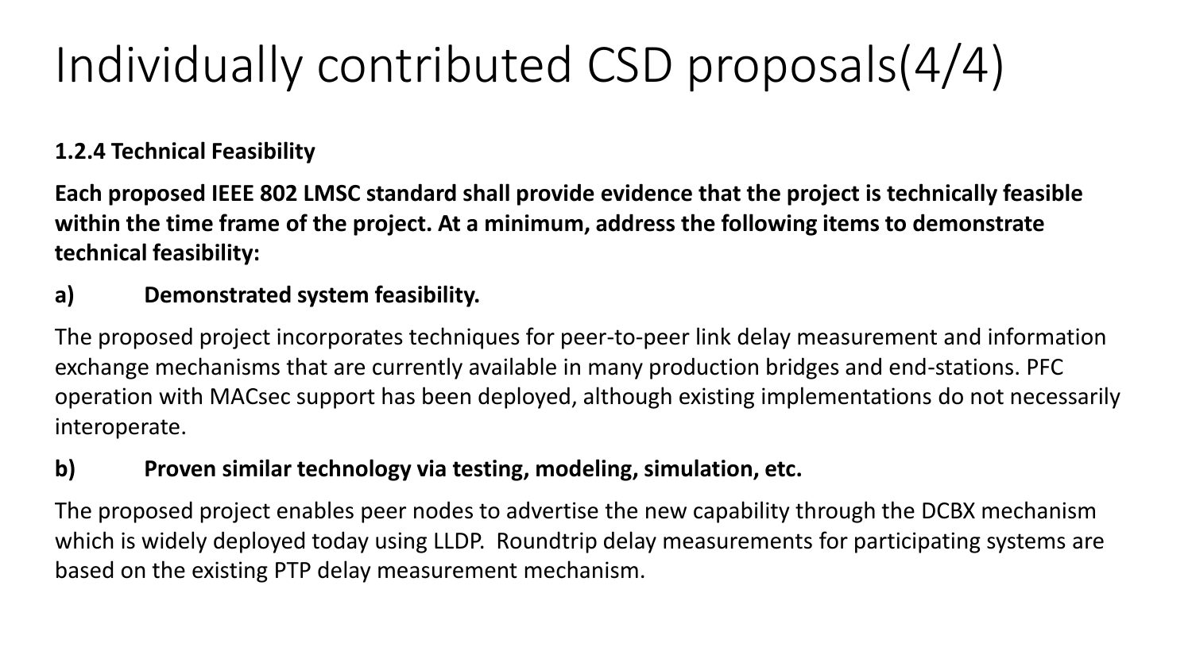# Individually contributed CSD proposals(4/4)

**1.2.4 Technical Feasibility**

**Each proposed IEEE 802 LMSC standard shall provide evidence that the project is technically feasible within the time frame of the project. At a minimum, address the following items to demonstrate technical feasibility:**

**a) Demonstrated system feasibility.**

The proposed project incorporates techniques for peer-to-peer link delay measurement and information exchange mechanisms that are currently available in many production bridges and end-stations. PFC operation with MACsec support has been deployed, although existing implementations do not necessarily interoperate.

**b) Proven similar technology via testing, modeling, simulation, etc.**

The proposed project enables peer nodes to advertise the new capability through the DCBX mechanism which is widely deployed today using LLDP. Roundtrip delay measurements for participating systems are based on the existing PTP delay measurement mechanism.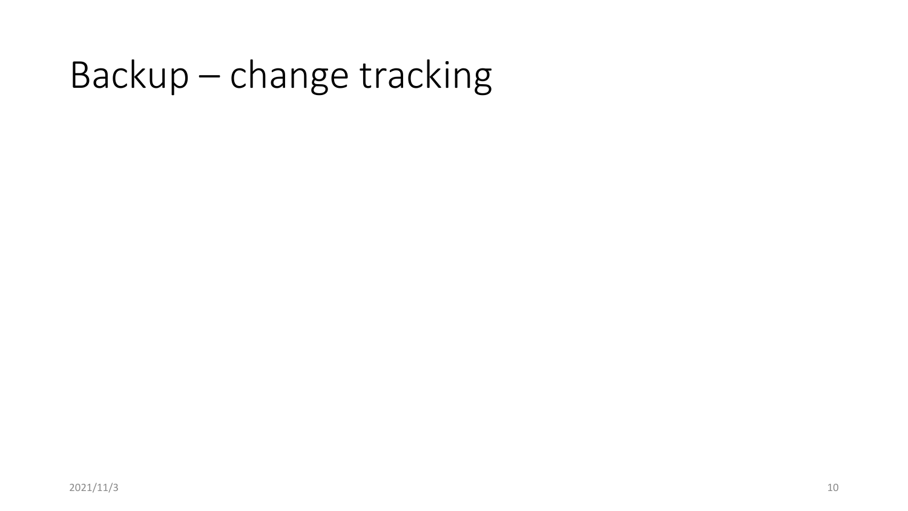# Backup – change tracking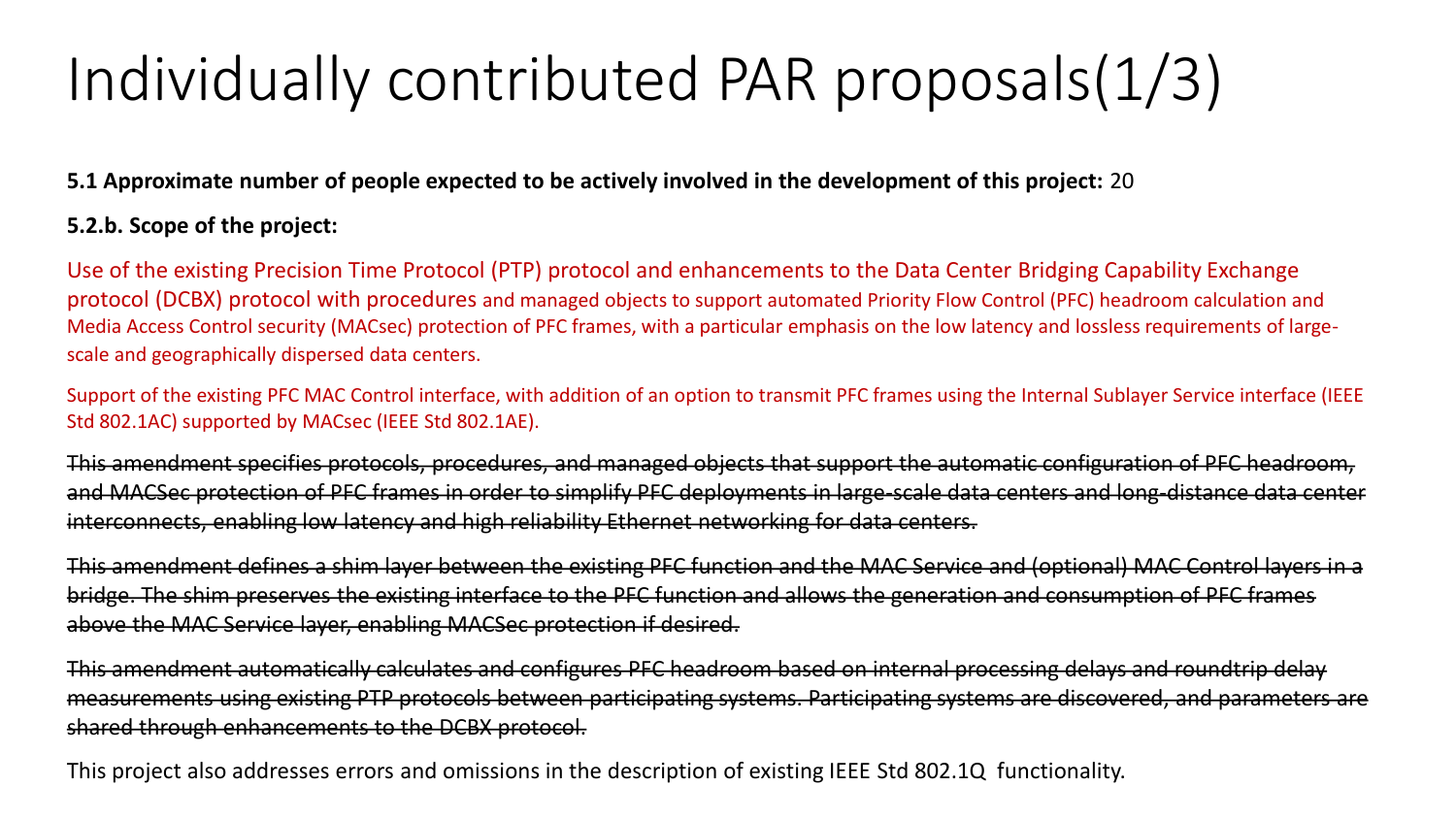# Individually contributed PAR proposals(1/3)

**5.1 Approximate number of people expected to be actively involved in the development of this project:** 20

**5.2.b. Scope of the project:**

Use of the existing Precision Time Protocol (PTP) protocol and enhancements to the Data Center Bridging Capability Exchange protocol (DCBX) protocol with procedures and managed objects to support automated Priority Flow Control (PFC) headroom calculation and Media Access Control security (MACsec) protection of PFC frames, with a particular emphasis on the low latency and lossless requirements of large-scale and geographically dispersed data centers.

Support of the existing PFC MAC Control interface, with addition of an option to transmit PFC frames using the Internal Sublayer Service interface (IEEE Std 802.1AC) supported by MACsec (IEEE Std 802.1AE).

~~This amendment specifies protocols, procedures, and managed objects that support the automatic configuration of PFC headroom, and MACSec protection of PFC frames in order to simplify PFC deployments in large-scale data centers and long-distance data center interconnects, enabling low latency and high reliability Ethernet networking for data centers.~~

~~This amendment defines a shim layer between the existing PFC function and the MAC Service and (optional) MAC Control layers in a bridge. The shim preserves the existing interface to the PFC function and allows the generation and consumption of PFC frames above the MAC Service layer, enabling MACSec protection if desired.~~

~~This amendment automatically calculates and configures PFC headroom based on internal processing delays and roundtrip delay measurements using existing PTP protocols between participating systems. Participating systems are discovered, and parameters are shared through enhancements to the DCBX protocol.~~

This project also addresses errors and omissions in the description of existing IEEE Std 802.1Q functionality.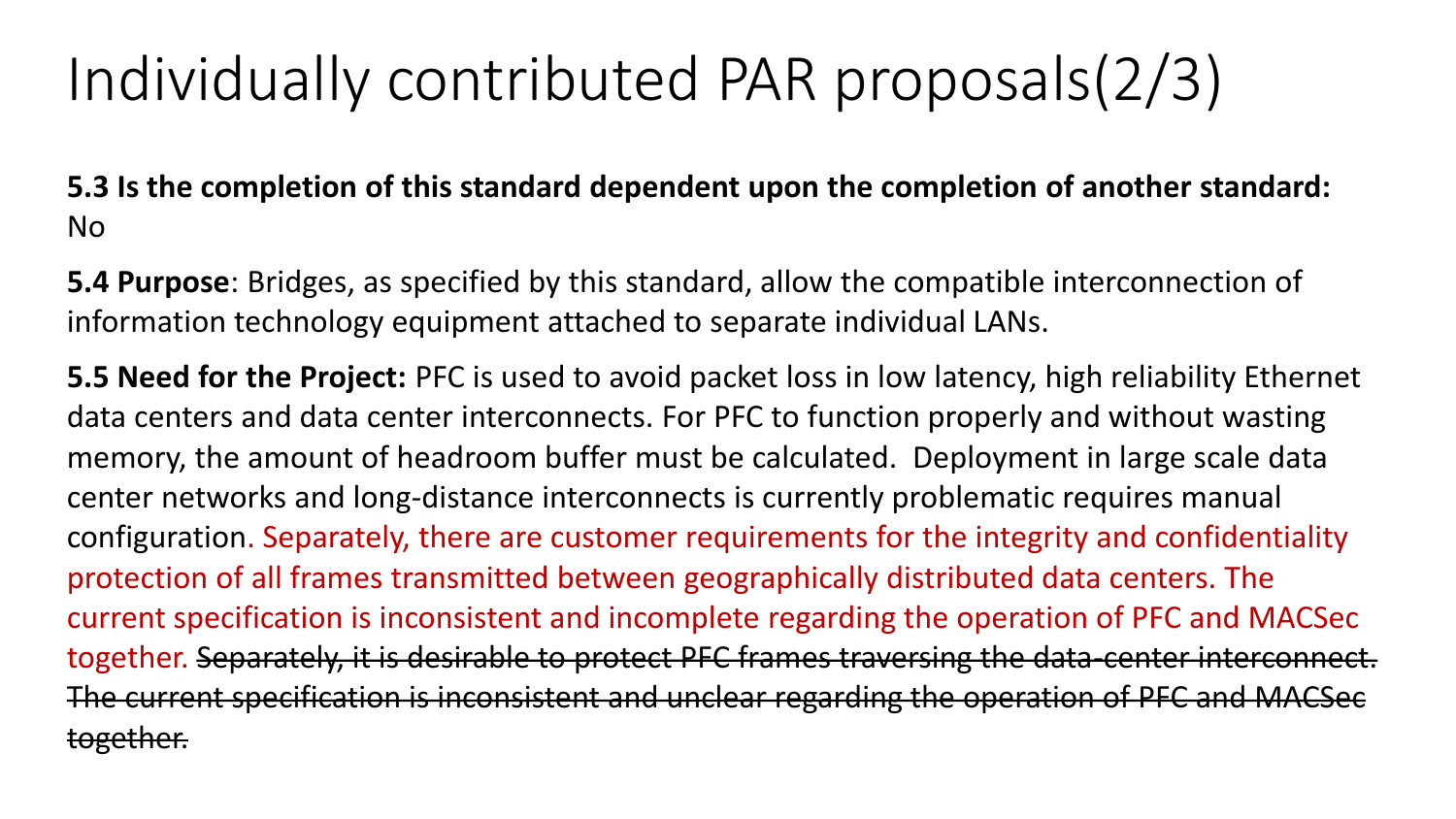# Individually contributed PAR proposals(2/3)

**5.3 Is the completion of this standard dependent upon the completion of another standard:** No

**5.4 Purpose**: Bridges, as specified by this standard, allow the compatible interconnection of information technology equipment attached to separate individual LANs.

**5.5 Need for the Project:** PFC is used to avoid packet loss in low latency, high reliability Ethernet data centers and data center interconnects. For PFC to function properly and without wasting memory, the amount of headroom buffer must be calculated. Deployment in large scale data center networks and long-distance interconnects is currently problematic requires manual configuration. Separately, there are customer requirements for the integrity and confidentiality protection of all frames transmitted between geographically distributed data centers. The current specification is inconsistent and incomplete regarding the operation of PFC and MACSec together. ~~Separately, it is desirable to protect PFC frames traversing the data-center interconnect. The current specification is inconsistent and unclear regarding the operation of PFC and MACSec together.~~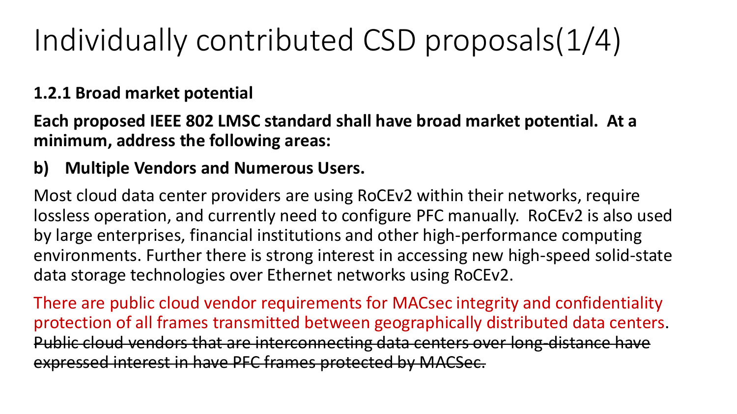# Individually contributed CSD proposals(1/4)

**1.2.1 Broad market potential**

**Each proposed IEEE 802 LMSC standard shall have broad market potential. At a minimum, address the following areas:**

**b) Multiple Vendors and Numerous Users.**

Most cloud data center providers are using RoCEv2 within their networks, require lossless operation, and currently need to configure PFC manually. RoCEv2 is also used by large enterprises, financial institutions and other high-performance computing environments. Further there is strong interest in accessing new high-speed solid-state data storage technologies over Ethernet networks using RoCEv2.

There are public cloud vendor requirements for MACsec integrity and confidentiality protection of all frames transmitted between geographically distributed data centers. ~~Public cloud vendors that are interconnecting data centers over long-distance have expressed interest in have PFC frames protected by MACSec.~~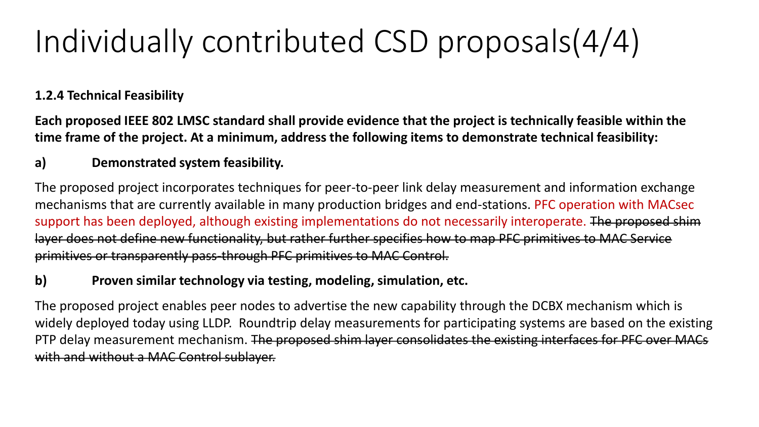# Individually contributed CSD proposals(4/4)

**1.2.4 Technical Feasibility**

**Each proposed IEEE 802 LMSC standard shall provide evidence that the project is technically feasible within the time frame of the project. At a minimum, address the following items to demonstrate technical feasibility:**

**a) Demonstrated system feasibility.**

The proposed project incorporates techniques for peer-to-peer link delay measurement and information exchange mechanisms that are currently available in many production bridges and end-stations. PFC operation with MACsec support has been deployed, although existing implementations do not necessarily interoperate. ~~The proposed shim layer does not define new functionality, but rather further specifies how to map PFC primitives to MAC Service primitives or transparently pass-through PFC primitives to MAC Control.~~

**b) Proven similar technology via testing, modeling, simulation, etc.**

The proposed project enables peer nodes to advertise the new capability through the DCBX mechanism which is widely deployed today using LLDP. Roundtrip delay measurements for participating systems are based on the existing PTP delay measurement mechanism. ~~The proposed shim layer consolidates the existing interfaces for PFC over MACs with and without a MAC Control sublayer.~~